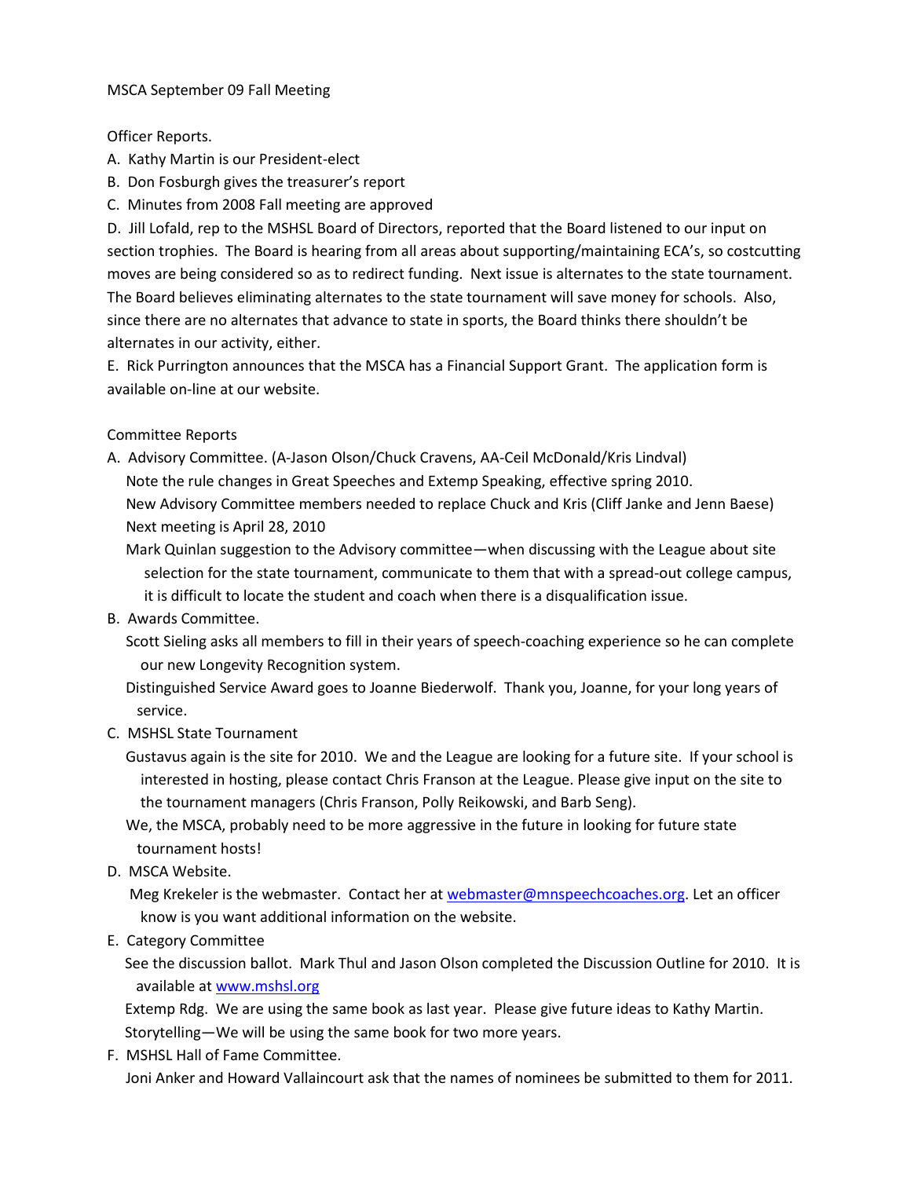MSCA September 09 Fall Meeting

Officer Reports.

A. Kathy Martin is our President-elect

B. Don Fosburgh gives the treasurer's report

C. Minutes from 2008 Fall meeting are approved

D. Jill Lofald, rep to the MSHSL Board of Directors, reported that the Board listened to our input on section trophies. The Board is hearing from all areas about supporting/maintaining ECA's, so costcutting moves are being considered so as to redirect funding. Next issue is alternates to the state tournament. The Board believes eliminating alternates to the state tournament will save money for schools. Also, since there are no alternates that advance to state in sports, the Board thinks there shouldn't be alternates in our activity, either.

E. Rick Purrington announces that the MSCA has a Financial Support Grant. The application form is available on-line at our website.

Committee Reports

A. Advisory Committee. (A-Jason Olson/Chuck Cravens, AA-Ceil McDonald/Kris Lindval)
   Note the rule changes in Great Speeches and Extemp Speaking, effective spring 2010.
   New Advisory Committee members needed to replace Chuck and Kris (Cliff Janke and Jenn Baese)
   Next meeting is April 28, 2010
   Mark Quinlan suggestion to the Advisory committee—when discussing with the League about site selection for the state tournament, communicate to them that with a spread-out college campus, it is difficult to locate the student and coach when there is a disqualification issue.

B. Awards Committee.
   Scott Sieling asks all members to fill in their years of speech-coaching experience so he can complete our new Longevity Recognition system.
   Distinguished Service Award goes to Joanne Biederwolf. Thank you, Joanne, for your long years of service.

C. MSHSL State Tournament
   Gustavus again is the site for 2010. We and the League are looking for a future site. If your school is interested in hosting, please contact Chris Franson at the League. Please give input on the site to the tournament managers (Chris Franson, Polly Reikowski, and Barb Seng).
   We, the MSCA, probably need to be more aggressive in the future in looking for future state tournament hosts!

D. MSCA Website.
   Meg Krekeler is the webmaster. Contact her at webmaster@mnspeechcoaches.org. Let an officer know is you want additional information on the website.

E. Category Committee
   See the discussion ballot. Mark Thul and Jason Olson completed the Discussion Outline for 2010. It is available at www.mshsl.org
   Extemp Rdg. We are using the same book as last year. Please give future ideas to Kathy Martin.
   Storytelling—We will be using the same book for two more years.

F. MSHSL Hall of Fame Committee.
   Joni Anker and Howard Vallaincourt ask that the names of nominees be submitted to them for 2011.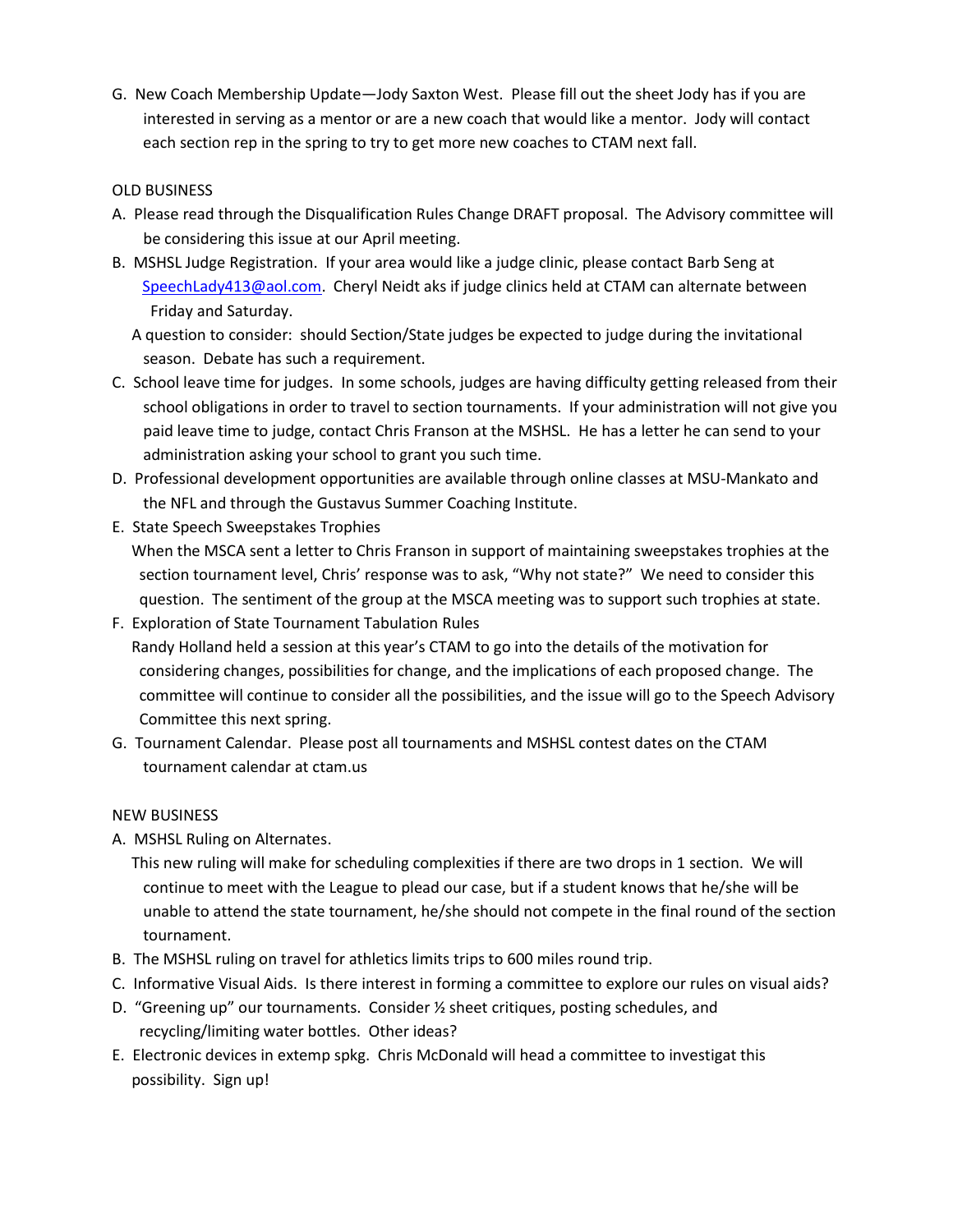G. New Coach Membership Update—Jody Saxton West. Please fill out the sheet Jody has if you are interested in serving as a mentor or are a new coach that would like a mentor. Jody will contact each section rep in the spring to try to get more new coaches to CTAM next fall.

OLD BUSINESS

A. Please read through the Disqualification Rules Change DRAFT proposal. The Advisory committee will be considering this issue at our April meeting.
B. MSHSL Judge Registration. If your area would like a judge clinic, please contact Barb Seng at SpeechLady413@aol.com. Cheryl Neidt aks if judge clinics held at CTAM can alternate between Friday and Saturday.

   A question to consider: should Section/State judges be expected to judge during the invitational season. Debate has such a requirement.
C. School leave time for judges. In some schools, judges are having difficulty getting released from their school obligations in order to travel to section tournaments. If your administration will not give you paid leave time to judge, contact Chris Franson at the MSHSL. He has a letter he can send to your administration asking your school to grant you such time.
D. Professional development opportunities are available through online classes at MSU-Mankato and the NFL and through the Gustavus Summer Coaching Institute.
E. State Speech Sweepstakes Trophies

   When the MSCA sent a letter to Chris Franson in support of maintaining sweepstakes trophies at the section tournament level, Chris' response was to ask, "Why not state?" We need to consider this question. The sentiment of the group at the MSCA meeting was to support such trophies at state.
F. Exploration of State Tournament Tabulation Rules

   Randy Holland held a session at this year's CTAM to go into the details of the motivation for considering changes, possibilities for change, and the implications of each proposed change. The committee will continue to consider all the possibilities, and the issue will go to the Speech Advisory Committee this next spring.
G. Tournament Calendar. Please post all tournaments and MSHSL contest dates on the CTAM tournament calendar at ctam.us

NEW BUSINESS

A. MSHSL Ruling on Alternates.

   This new ruling will make for scheduling complexities if there are two drops in 1 section. We will continue to meet with the League to plead our case, but if a student knows that he/she will be unable to attend the state tournament, he/she should not compete in the final round of the section tournament.
B. The MSHSL ruling on travel for athletics limits trips to 600 miles round trip.
C. Informative Visual Aids. Is there interest in forming a committee to explore our rules on visual aids?
D. "Greening up" our tournaments. Consider ½ sheet critiques, posting schedules, and recycling/limiting water bottles. Other ideas?
E. Electronic devices in extemp spkg. Chris McDonald will head a committee to investigat this possibility. Sign up!